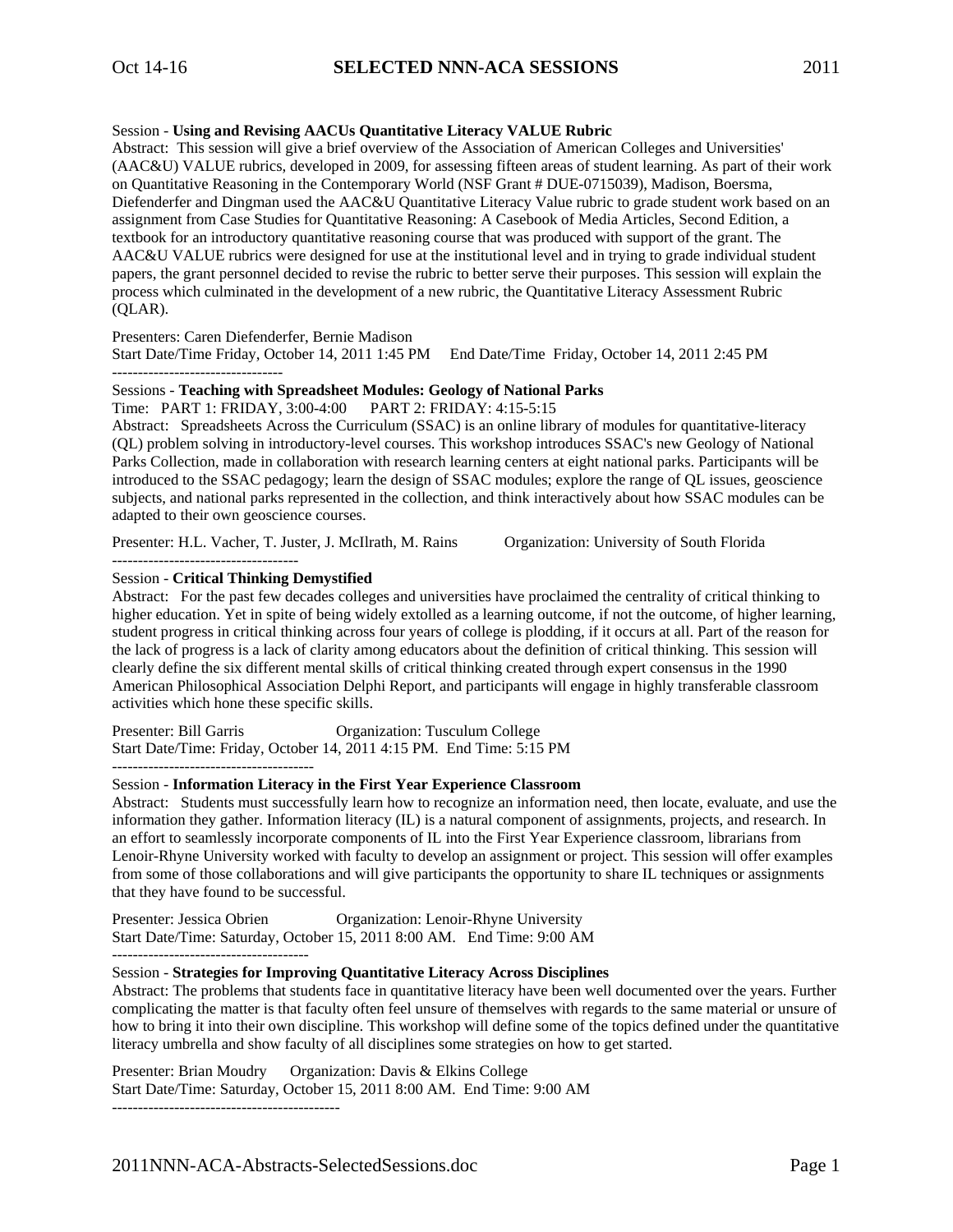Session - **Using and Revising AACUs Quantitative Literacy VALUE Rubric**

Abstract: This session will give a brief overview of the Association of American Colleges and Universities' (AAC&U) VALUE rubrics, developed in 2009, for assessing fifteen areas of student learning. As part of their work on Quantitative Reasoning in the Contemporary World (NSF Grant # DUE-0715039), Madison, Boersma, Diefenderfer and Dingman used the AAC&U Quantitative Literacy Value rubric to grade student work based on an assignment from Case Studies for Quantitative Reasoning: A Casebook of Media Articles, Second Edition, a textbook for an introductory quantitative reasoning course that was produced with support of the grant. The AAC&U VALUE rubrics were designed for use at the institutional level and in trying to grade individual student papers, the grant personnel decided to revise the rubric to better serve their purposes. This session will explain the process which culminated in the development of a new rubric, the Quantitative Literacy Assessment Rubric (QLAR).

Presenters: Caren Diefenderfer, Bernie Madison

Start Date/Time Friday, October 14, 2011 1:45 PM End Date/Time Friday, October 14, 2011 2:45 PM

---------------------------------

Sessions - **Teaching with Spreadsheet Modules: Geology of National Parks**

Time: PART 1: FRIDAY, 3:00-4:00 PART 2: FRIDAY: 4:15-5:15

Abstract: Spreadsheets Across the Curriculum (SSAC) is an online library of modules for quantitative-literacy (QL) problem solving in introductory-level courses. This workshop introduces SSAC's new Geology of National Parks Collection, made in collaboration with research learning centers at eight national parks. Participants will be introduced to the SSAC pedagogy; learn the design of SSAC modules; explore the range of QL issues, geoscience subjects, and national parks represented in the collection, and think interactively about how SSAC modules can be adapted to their own geoscience courses.

Presenter: H.L. Vacher, T. Juster, J. McIlrath, M. Rains Organization: University of South Florida

------------------------------------

Session - **Critical Thinking Demystified**

Abstract: For the past few decades colleges and universities have proclaimed the centrality of critical thinking to higher education. Yet in spite of being widely extolled as a learning outcome, if not the outcome, of higher learning, student progress in critical thinking across four years of college is plodding, if it occurs at all. Part of the reason for the lack of progress is a lack of clarity among educators about the definition of critical thinking. This session will clearly define the six different mental skills of critical thinking created through expert consensus in the 1990 American Philosophical Association Delphi Report, and participants will engage in highly transferable classroom activities which hone these specific skills.

Presenter: Bill Garris Organization: Tusculum College

Start Date/Time: Friday, October 14, 2011 4:15 PM. End Time: 5:15 PM

---------------------------------------

Session - **Information Literacy in the First Year Experience Classroom**

Abstract: Students must successfully learn how to recognize an information need, then locate, evaluate, and use the information they gather. Information literacy (IL) is a natural component of assignments, projects, and research. In an effort to seamlessly incorporate components of IL into the First Year Experience classroom, librarians from Lenoir-Rhyne University worked with faculty to develop an assignment or project. This session will offer examples from some of those collaborations and will give participants the opportunity to share IL techniques or assignments that they have found to be successful.

Presenter: Jessica Obrien Organization: Lenoir-Rhyne University

Start Date/Time: Saturday, October 15, 2011 8:00 AM. End Time: 9:00 AM

--------------------------------------

Session - **Strategies for Improving Quantitative Literacy Across Disciplines**

Abstract: The problems that students face in quantitative literacy have been well documented over the years. Further complicating the matter is that faculty often feel unsure of themselves with regards to the same material or unsure of how to bring it into their own discipline. This workshop will define some of the topics defined under the quantitative literacy umbrella and show faculty of all disciplines some strategies on how to get started.

Presenter: Brian Moudry Organization: Davis & Elkins College

Start Date/Time: Saturday, October 15, 2011 8:00 AM. End Time: 9:00 AM

--------------------------------------------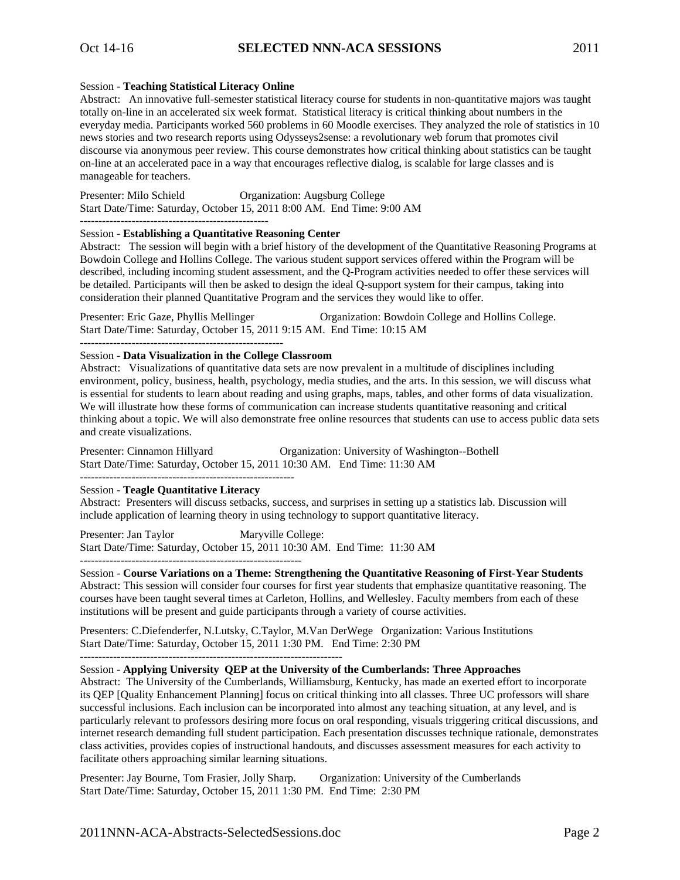Session - **Teaching Statistical Literacy Online**

Abstract: An innovative full-semester statistical literacy course for students in non-quantitative majors was taught totally on-line in an accelerated six week format. Statistical literacy is critical thinking about numbers in the everyday media. Participants worked 560 problems in 60 Moodle exercises. They analyzed the role of statistics in 10 news stories and two research reports using Odysseys2sense: a revolutionary web forum that promotes civil discourse via anonymous peer review. This course demonstrates how critical thinking about statistics can be taught on-line at an accelerated pace in a way that encourages reflective dialog, is scalable for large classes and is manageable for teachers.

Presenter: Milo Schield Organization: Augsburg College
Start Date/Time: Saturday, October 15, 2011 8:00 AM. End Time: 9:00 AM

---

Session - **Establishing a Quantitative Reasoning Center**

Abstract: The session will begin with a brief history of the development of the Quantitative Reasoning Programs at Bowdoin College and Hollins College. The various student support services offered within the Program will be described, including incoming student assessment, and the Q-Program activities needed to offer these services will be detailed. Participants will then be asked to design the ideal Q-support system for their campus, taking into consideration their planned Quantitative Program and the services they would like to offer.

Presenter: Eric Gaze, Phyllis Mellinger Organization: Bowdoin College and Hollins College.
Start Date/Time: Saturday, October 15, 2011 9:15 AM. End Time: 10:15 AM

---

Session - **Data Visualization in the College Classroom**

Abstract: Visualizations of quantitative data sets are now prevalent in a multitude of disciplines including environment, policy, business, health, psychology, media studies, and the arts. In this session, we will discuss what is essential for students to learn about reading and using graphs, maps, tables, and other forms of data visualization. We will illustrate how these forms of communication can increase students quantitative reasoning and critical thinking about a topic. We will also demonstrate free online resources that students can use to access public data sets and create visualizations.

Presenter: Cinnamon Hillyard Organization: University of Washington--Bothell
Start Date/Time: Saturday, October 15, 2011 10:30 AM. End Time: 11:30 AM

---

Session - **Teagle Quantitative Literacy**

Abstract: Presenters will discuss setbacks, success, and surprises in setting up a statistics lab. Discussion will include application of learning theory in using technology to support quantitative literacy.

Presenter: Jan Taylor Maryville College:
Start Date/Time: Saturday, October 15, 2011 10:30 AM. End Time: 11:30 AM

---

Session - **Course Variations on a Theme: Strengthening the Quantitative Reasoning of First-Year Students**

Abstract: This session will consider four courses for first year students that emphasize quantitative reasoning. The courses have been taught several times at Carleton, Hollins, and Wellesley. Faculty members from each of these institutions will be present and guide participants through a variety of course activities.

Presenters: C.Diefenderfer, N.Lutsky, C.Taylor, M.Van DerWege Organization: Various Institutions
Start Date/Time: Saturday, October 15, 2011 1:30 PM. End Time: 2:30 PM

---

Session - **Applying University QEP at the University of the Cumberlands: Three Approaches**

Abstract: The University of the Cumberlands, Williamsburg, Kentucky, has made an exerted effort to incorporate its QEP [Quality Enhancement Planning] focus on critical thinking into all classes. Three UC professors will share successful inclusions. Each inclusion can be incorporated into almost any teaching situation, at any level, and is particularly relevant to professors desiring more focus on oral responding, visuals triggering critical discussions, and internet research demanding full student participation. Each presentation discusses technique rationale, demonstrates class activities, provides copies of instructional handouts, and discusses assessment measures for each activity to facilitate others approaching similar learning situations.

Presenter: Jay Bourne, Tom Frasier, Jolly Sharp. Organization: University of the Cumberlands
Start Date/Time: Saturday, October 15, 2011 1:30 PM. End Time: 2:30 PM